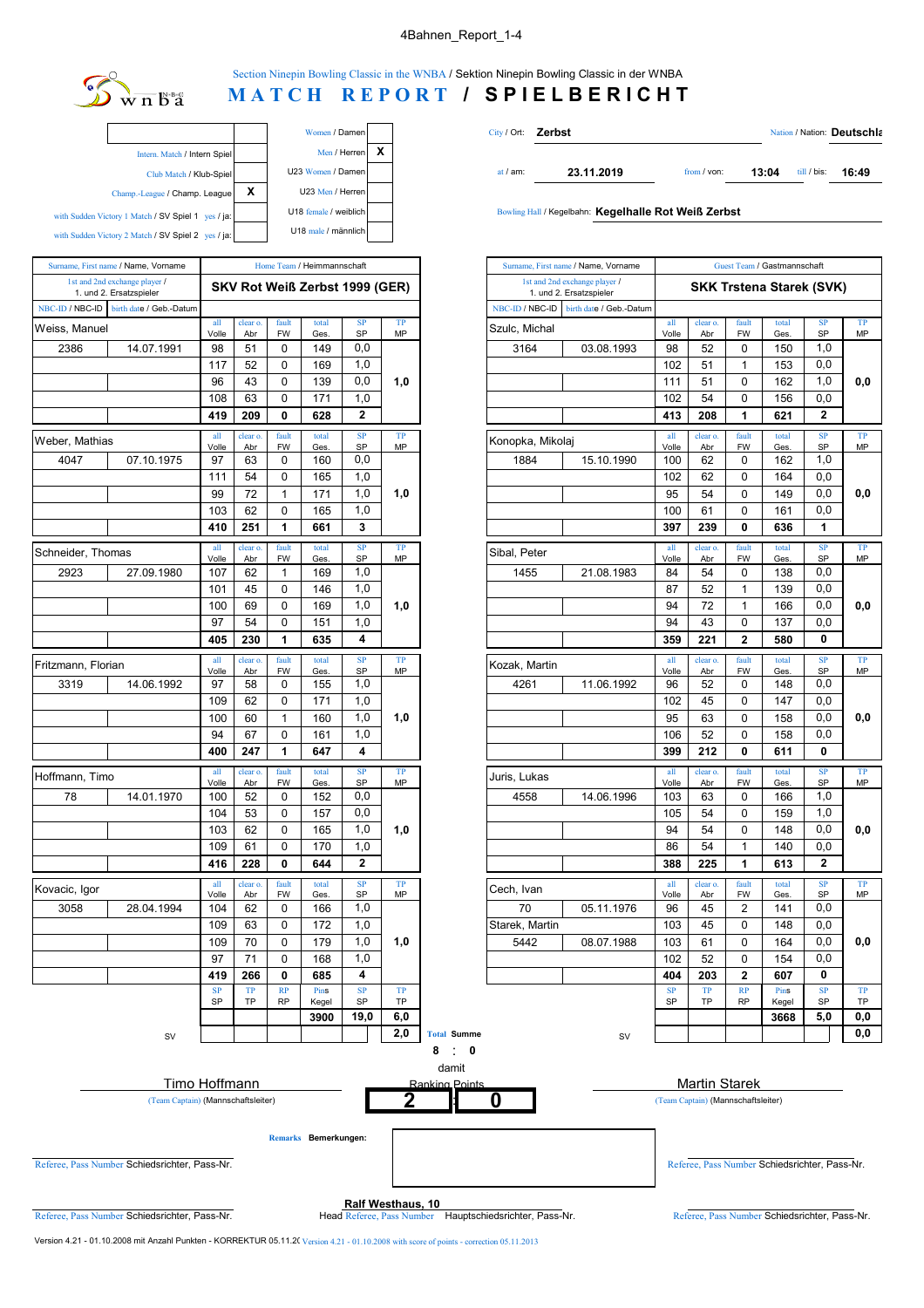# Section Ninepin Bowling Classic in the WNBA / Sektion Ninepin Bowling Classic in der WNBA

## MATCH REPORT / SPIELBERICHT

| | | | | |
|---|---|---|---|---|
| Intern. Match / Intern Spiel | | Women / Damen | | |
| Club Match / Klub-Spiel | | Men / Herren | X | |
| Champ.-League / Champ. League | X | U23 Women / Damen | | |
| with Sudden Victory 1 Match / SV Spiel 1 yes / ja: | | U23 Men / Herren | | |
| with Sudden Victory 2 Match / SV Spiel 2 yes / ja: | | U18 female / weiblich | | |
| | | U18 male / männlich | | |

City / Ort: **Zerbst** — Nation / Nation: **Deutschla**

at / am: **23.11.2019** — from / von: **13:04** — till / bis: **16:49**

Bowling Hall / Kegelbahn: **Kegelhalle Rot Weiß Zerbst**

### Home Team / Heimmannschaft: SKV Rot Weiß Zerbst 1999 (GER)

| Name, Vorname | NBC-ID | Geb.-Datum | Volle | Abr | FW | Ges. | SP | MP |
|---|---|---|---|---|---|---|---|---|
| Weiss, Manuel | 2386 | 14.07.1991 | 98 | 51 | 0 | 149 | 0,0 | |
| | | | 117 | 52 | 0 | 169 | 1,0 | |
| | | | 96 | 43 | 0 | 139 | 0,0 | 1,0 |
| | | | 108 | 63 | 0 | 171 | 1,0 | |
| | | | **419** | **209** | **0** | **628** | **2** | |
| Weber, Mathias | 4047 | 07.10.1975 | 97 | 63 | 0 | 160 | 0,0 | |
| | | | 111 | 54 | 0 | 165 | 1,0 | |
| | | | 99 | 72 | 1 | 171 | 1,0 | 1,0 |
| | | | 103 | 62 | 0 | 165 | 1,0 | |
| | | | **410** | **251** | **1** | **661** | **3** | |
| Schneider, Thomas | 2923 | 27.09.1980 | 107 | 62 | 1 | 169 | 1,0 | |
| | | | 101 | 45 | 0 | 146 | 1,0 | |
| | | | 100 | 69 | 0 | 169 | 1,0 | 1,0 |
| | | | 97 | 54 | 0 | 151 | 1,0 | |
| | | | **405** | **230** | **1** | **635** | **4** | |
| Fritzmann, Florian | 3319 | 14.06.1992 | 97 | 58 | 0 | 155 | 1,0 | |
| | | | 109 | 62 | 0 | 171 | 1,0 | |
| | | | 100 | 60 | 1 | 160 | 1,0 | 1,0 |
| | | | 94 | 67 | 0 | 161 | 1,0 | |
| | | | **400** | **247** | **1** | **647** | **4** | |
| Hoffmann, Timo | 78 | 14.01.1970 | 100 | 52 | 0 | 152 | 0,0 | |
| | | | 104 | 53 | 0 | 157 | 0,0 | |
| | | | 103 | 62 | 0 | 165 | 1,0 | 1,0 |
| | | | 109 | 61 | 0 | 170 | 1,0 | |
| | | | **416** | **228** | **0** | **644** | **2** | |
| Kovacic, Igor | 3058 | 28.04.1994 | 104 | 62 | 0 | 166 | 1,0 | |
| | | | 109 | 63 | 0 | 172 | 1,0 | |
| | | | 109 | 70 | 0 | 179 | 1,0 | 1,0 |
| | | | 97 | 71 | 0 | 168 | 1,0 | |
| | | | **419** | **266** | **0** | **685** | **4** | |

| SP | TP | RP | Kegel | SP | TP |
|---|---|---|---|---|---|
| | | | **3900** | **19,0** | **6,0** |
| SV | | | | | **2,0** |

### Guest Team / Gastmannschaft: SKK Trstena Starek (SVK)

| Name, Vorname | NBC-ID | Geb.-Datum | Volle | Abr | FW | Ges. | SP | MP |
|---|---|---|---|---|---|---|---|---|
| Szulc, Michal | 3164 | 03.08.1993 | 98 | 52 | 0 | 150 | 1,0 | |
| | | | 102 | 51 | 1 | 153 | 0,0 | |
| | | | 111 | 51 | 0 | 162 | 1,0 | 0,0 |
| | | | 102 | 54 | 0 | 156 | 0,0 | |
| | | | **413** | **208** | **1** | **621** | **2** | |
| Konopka, Mikolaj | 1884 | 15.10.1990 | 100 | 62 | 0 | 162 | 1,0 | |
| | | | 102 | 62 | 0 | 164 | 0,0 | |
| | | | 95 | 54 | 0 | 149 | 0,0 | 0,0 |
| | | | 100 | 61 | 0 | 161 | 0,0 | |
| | | | **397** | **239** | **0** | **636** | **1** | |
| Sibal, Peter | 1455 | 21.08.1983 | 84 | 54 | 0 | 138 | 0,0 | |
| | | | 87 | 52 | 1 | 139 | 0,0 | |
| | | | 94 | 72 | 1 | 166 | 0,0 | 0,0 |
| | | | 94 | 43 | 0 | 137 | 0,0 | |
| | | | **359** | **221** | **2** | **580** | **0** | |
| Kozak, Martin | 4261 | 11.06.1992 | 96 | 52 | 0 | 148 | 0,0 | |
| | | | 102 | 45 | 0 | 147 | 0,0 | |
| | | | 95 | 63 | 0 | 158 | 0,0 | 0,0 |
| | | | 106 | 52 | 0 | 158 | 0,0 | |
| | | | **399** | **212** | **0** | **611** | **0** | |
| Juris, Lukas | 4558 | 14.06.1996 | 103 | 63 | 0 | 166 | 1,0 | |
| | | | 105 | 54 | 0 | 159 | 1,0 | |
| | | | 94 | 54 | 0 | 148 | 0,0 | 0,0 |
| | | | 86 | 54 | 1 | 140 | 0,0 | |
| | | | **388** | **225** | **1** | **613** | **2** | |
| Cech, Ivan | 70 | 05.11.1976 | 96 | 45 | 2 | 141 | 0,0 | |
| Starek, Martin | | | 103 | 45 | 0 | 148 | 0,0 | |
| | 5442 | 08.07.1988 | 103 | 61 | 0 | 164 | 0,0 | 0,0 |
| | | | 102 | 52 | 0 | 154 | 0,0 | |
| | | | **404** | **203** | **2** | **607** | **0** | |

| SP | TP | RP | Kegel | SP | TP |
|---|---|---|---|---|---|
| | | | **3668** | **5,0** | **0,0** |
| SV | | | | | **0,0** |

Total / Summe **8 : 0**

damit

Ranking Points / **2 : 0**

Timo Hoffmann — (Team Captain) (Mannschaftsleiter)

Martin Starek — (Team Captain) (Mannschaftsleiter)

Remarks / Bemerkungen:

Referee, Pass Number / Schiedsrichter, Pass-Nr.

Referee, Pass Number / Schiedsrichter, Pass-Nr.

Referee, Pass Number / Schiedsrichter, Pass-Nr.

**Ralf Westhaus, 10**
Head Referee, Pass Number / Hauptschiedsrichter, Pass-Nr.

Referee, Pass Number / Schiedsrichter, Pass-Nr.

Version 4.21 - 01.10.2008 mit Anzahl Punkten - KORREKTUR 05.11.20 / Version 4.21 - 01.10.2008 with score of points - correction 05.11.2013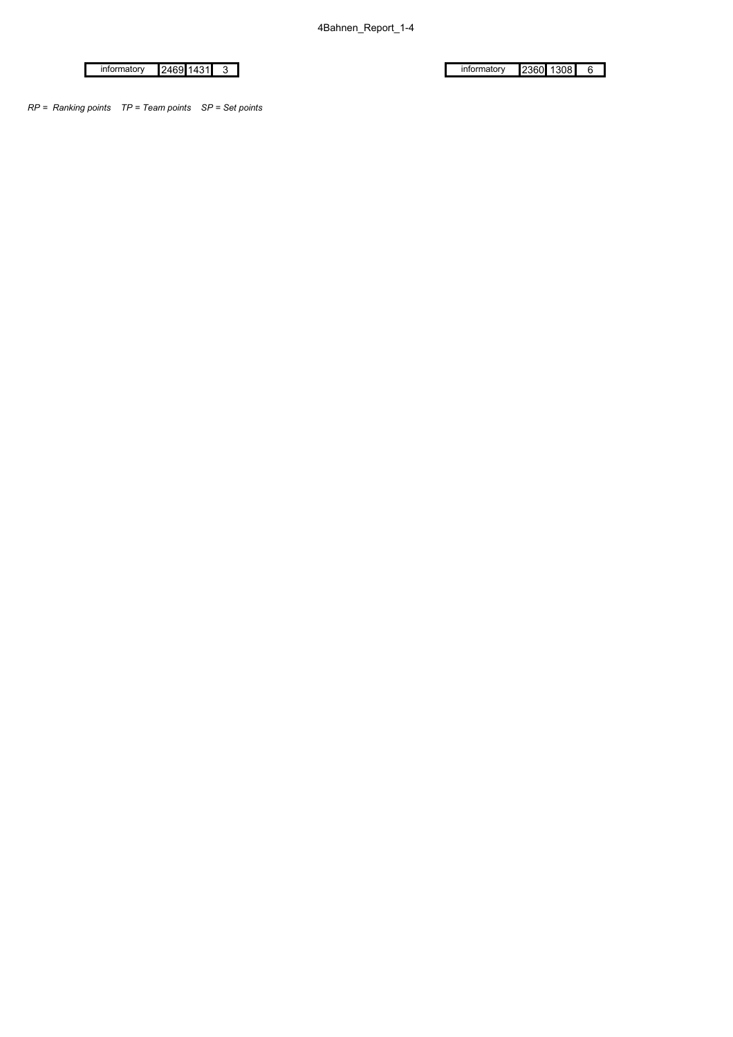| informatory | 2469 | 1431 | 3 |
|---|---|---|---|

| informatory | 2360 | 1308 | 6 |
|---|---|---|---|

*RP = Ranking points   TP = Team points   SP = Set points*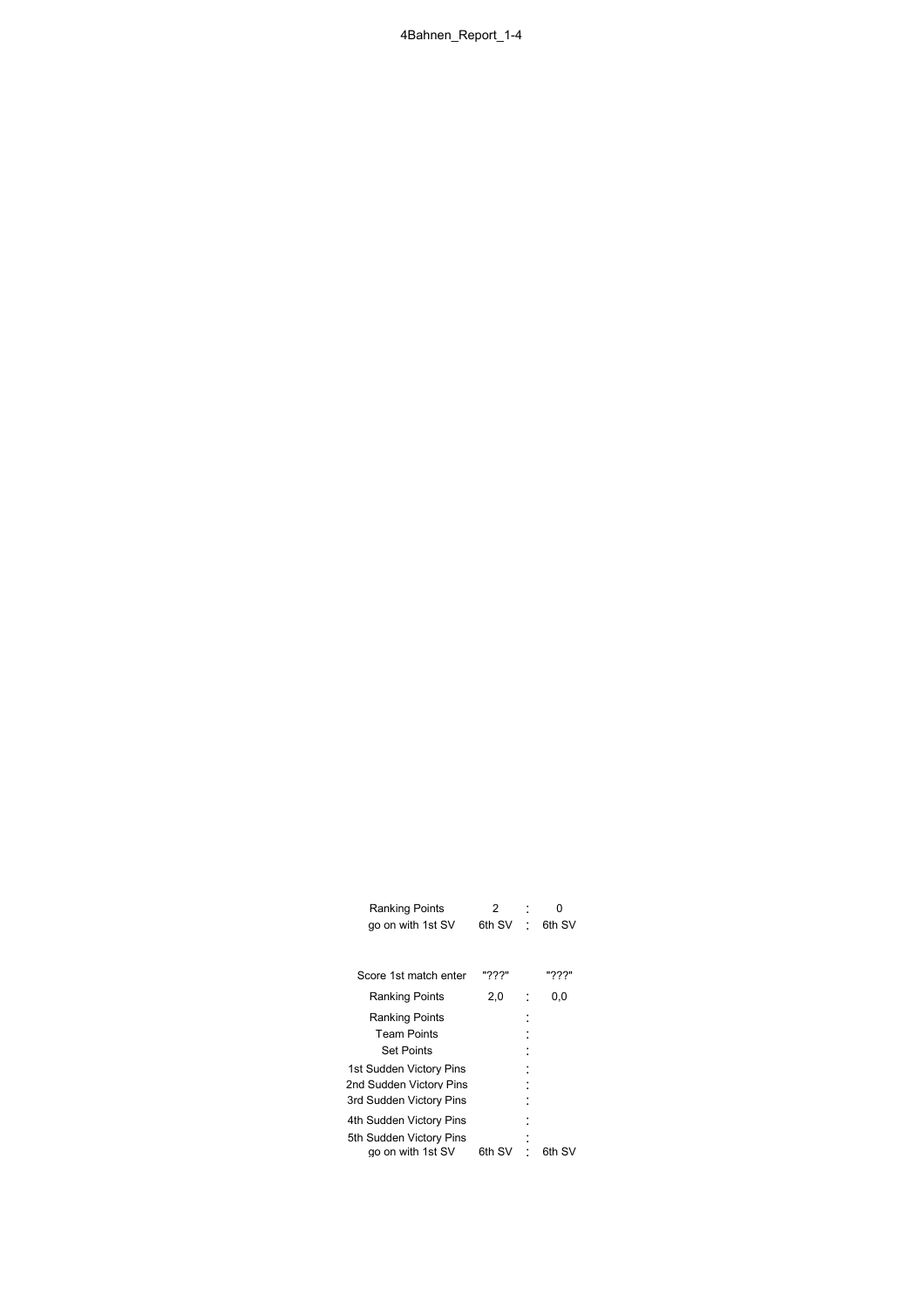| | | | |
|---|---|---|---|
| Ranking Points | 2 | : | 0 |
| go on with 1st SV | 6th SV | : | 6th SV |

| | | | |
|---|---|---|---|
| Score 1st match enter | "???" | | "???" |
| Ranking Points | 2,0 | : | 0,0 |
| Ranking Points | | : | |
| Team Points | | : | |
| Set Points | | : | |
| 1st Sudden Victory Pins | | : | |
| 2nd Sudden Victory Pins | | : | |
| 3rd Sudden Victory Pins | | : | |
| 4th Sudden Victory Pins | | : | |
| 5th Sudden Victory Pins | | : | |
| go on with 1st SV | 6th SV | : | 6th SV |